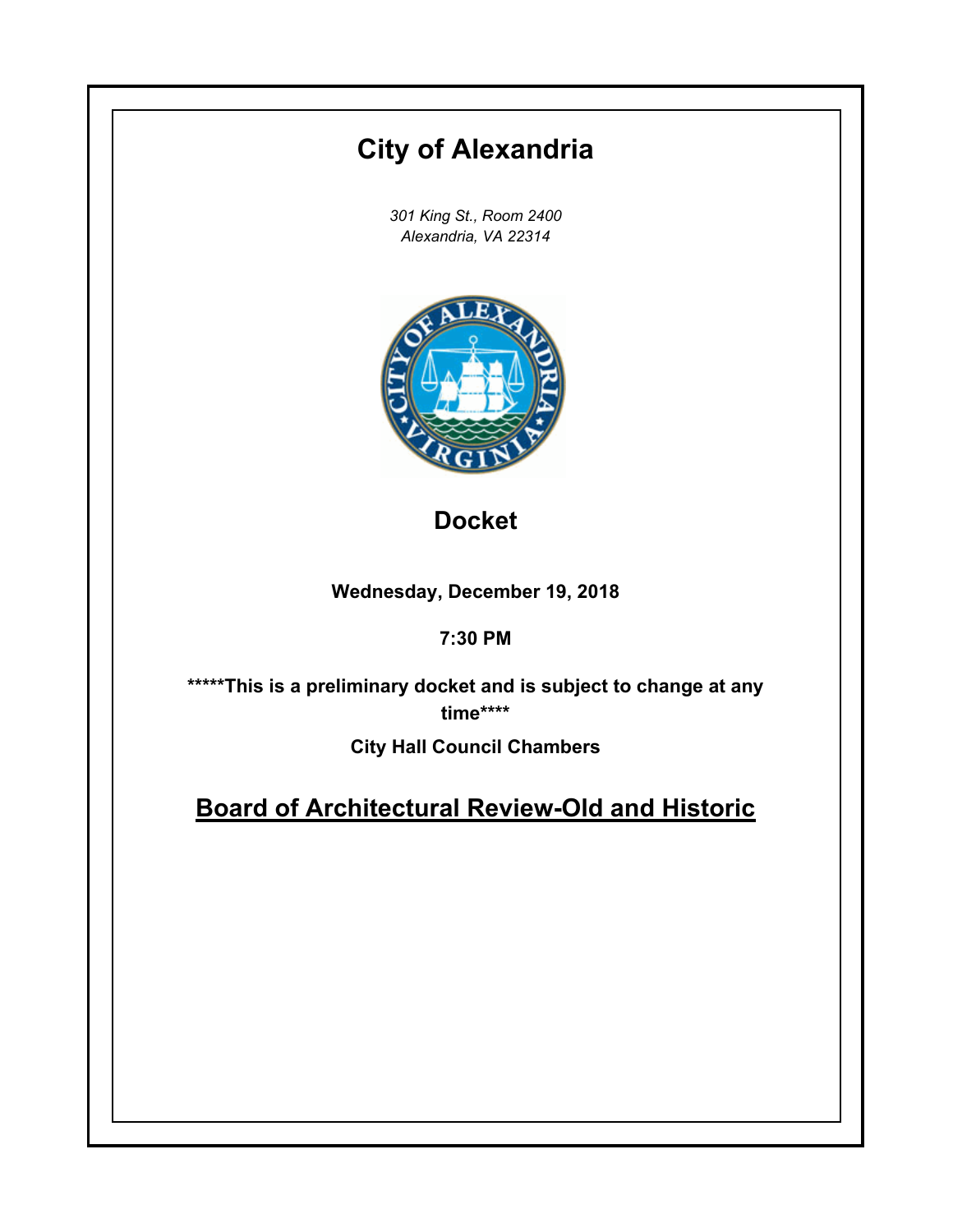# City of Alexandria

*301 King St., Room 2400*
*Alexandria, VA 22314*

## Docket

**Wednesday, December 19, 2018**

**7:30 PM**

*****This is a preliminary docket and is subject to change at any time****

**City Hall Council Chambers**

## Board of Architectural Review-Old and Historic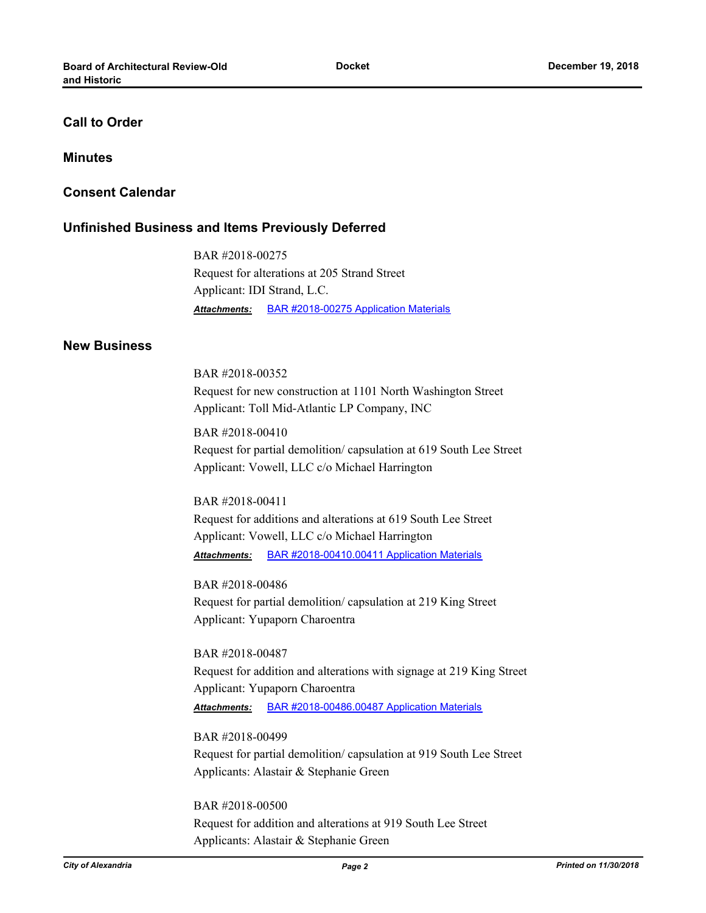## Call to Order

## Minutes

## Consent Calendar

## Unfinished Business and Items Previously Deferred

BAR #2018-00275
Request for alterations at 205 Strand Street
Applicant: IDI Strand, L.C.

***Attachments:*** BAR #2018-00275 Application Materials

## New Business

BAR #2018-00352
Request for new construction at 1101 North Washington Street
Applicant: Toll Mid-Atlantic LP Company, INC

BAR #2018-00410
Request for partial demolition/ capsulation at 619 South Lee Street
Applicant: Vowell, LLC c/o Michael Harrington

BAR #2018-00411
Request for additions and alterations at 619 South Lee Street
Applicant: Vowell, LLC c/o Michael Harrington

***Attachments:*** BAR #2018-00410.00411 Application Materials

BAR #2018-00486
Request for partial demolition/ capsulation at 219 King Street
Applicant: Yupaporn Charoentra

BAR #2018-00487
Request for addition and alterations with signage at 219 King Street
Applicant: Yupaporn Charoentra

***Attachments:*** BAR #2018-00486.00487 Application Materials

BAR #2018-00499
Request for partial demolition/ capsulation at 919 South Lee Street
Applicants: Alastair & Stephanie Green

BAR #2018-00500
Request for addition and alterations at 919 South Lee Street
Applicants: Alastair & Stephanie Green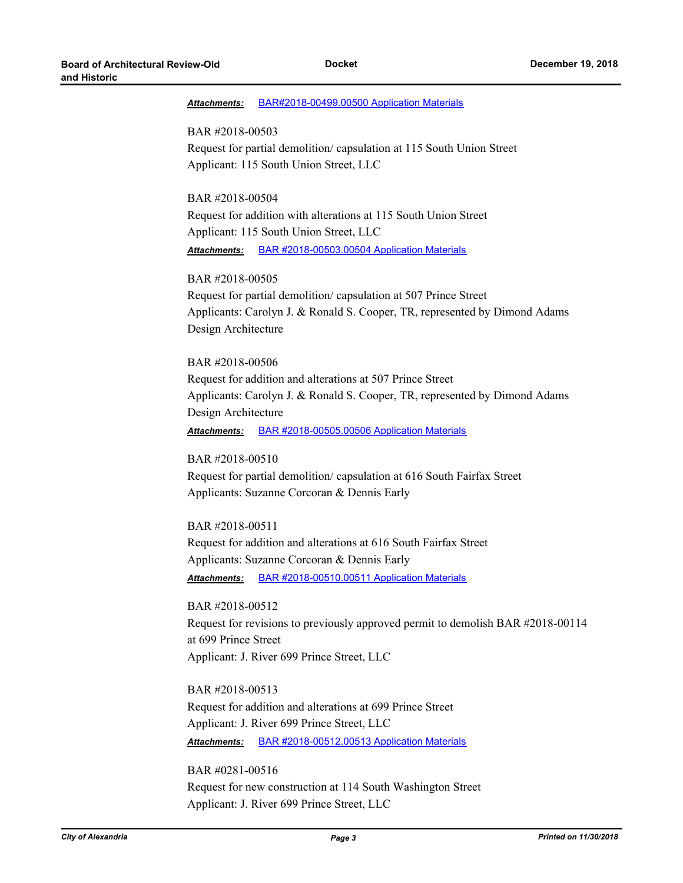***Attachments:*** BAR#2018-00499.00500 Application Materials

BAR #2018-00503
Request for partial demolition/ capsulation at 115 South Union Street
Applicant: 115 South Union Street, LLC

BAR #2018-00504
Request for addition with alterations at 115 South Union Street
Applicant: 115 South Union Street, LLC

***Attachments:*** BAR #2018-00503.00504 Application Materials

BAR #2018-00505
Request for partial demolition/ capsulation at 507 Prince Street
Applicants: Carolyn J. & Ronald S. Cooper, TR, represented by Dimond Adams Design Architecture

BAR #2018-00506
Request for addition and alterations at 507 Prince Street
Applicants: Carolyn J. & Ronald S. Cooper, TR, represented by Dimond Adams Design Architecture

***Attachments:*** BAR #2018-00505.00506 Application Materials

BAR #2018-00510
Request for partial demolition/ capsulation at 616 South Fairfax Street
Applicants: Suzanne Corcoran & Dennis Early

BAR #2018-00511
Request for addition and alterations at 616 South Fairfax Street
Applicants: Suzanne Corcoran & Dennis Early

***Attachments:*** BAR #2018-00510.00511 Application Materials

BAR #2018-00512
Request for revisions to previously approved permit to demolish BAR #2018-00114 at 699 Prince Street
Applicant: J. River 699 Prince Street, LLC

BAR #2018-00513
Request for addition and alterations at 699 Prince Street
Applicant: J. River 699 Prince Street, LLC

***Attachments:*** BAR #2018-00512.00513 Application Materials

BAR #0281-00516
Request for new construction at 114 South Washington Street
Applicant: J. River 699 Prince Street, LLC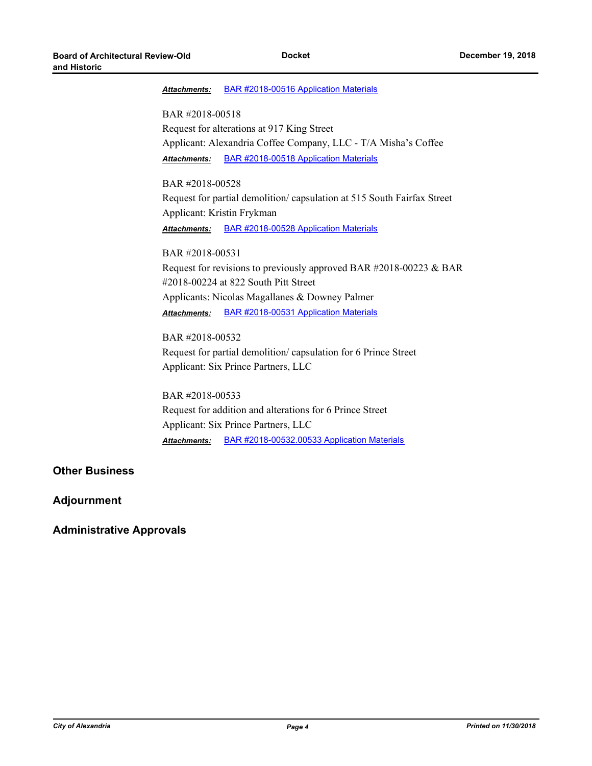***Attachments:*** BAR #2018-00516 Application Materials

BAR #2018-00518
Request for alterations at 917 King Street
Applicant: Alexandria Coffee Company, LLC - T/A Misha's Coffee

***Attachments:*** BAR #2018-00518 Application Materials

BAR #2018-00528
Request for partial demolition/ capsulation at 515 South Fairfax Street
Applicant: Kristin Frykman

***Attachments:*** BAR #2018-00528 Application Materials

BAR #2018-00531
Request for revisions to previously approved BAR #2018-00223 & BAR #2018-00224 at 822 South Pitt Street
Applicants: Nicolas Magallanes & Downey Palmer

***Attachments:*** BAR #2018-00531 Application Materials

BAR #2018-00532
Request for partial demolition/ capsulation for 6 Prince Street
Applicant: Six Prince Partners, LLC

BAR #2018-00533
Request for addition and alterations for 6 Prince Street
Applicant: Six Prince Partners, LLC

***Attachments:*** BAR #2018-00532.00533 Application Materials

## Other Business

## Adjournment

## Administrative Approvals